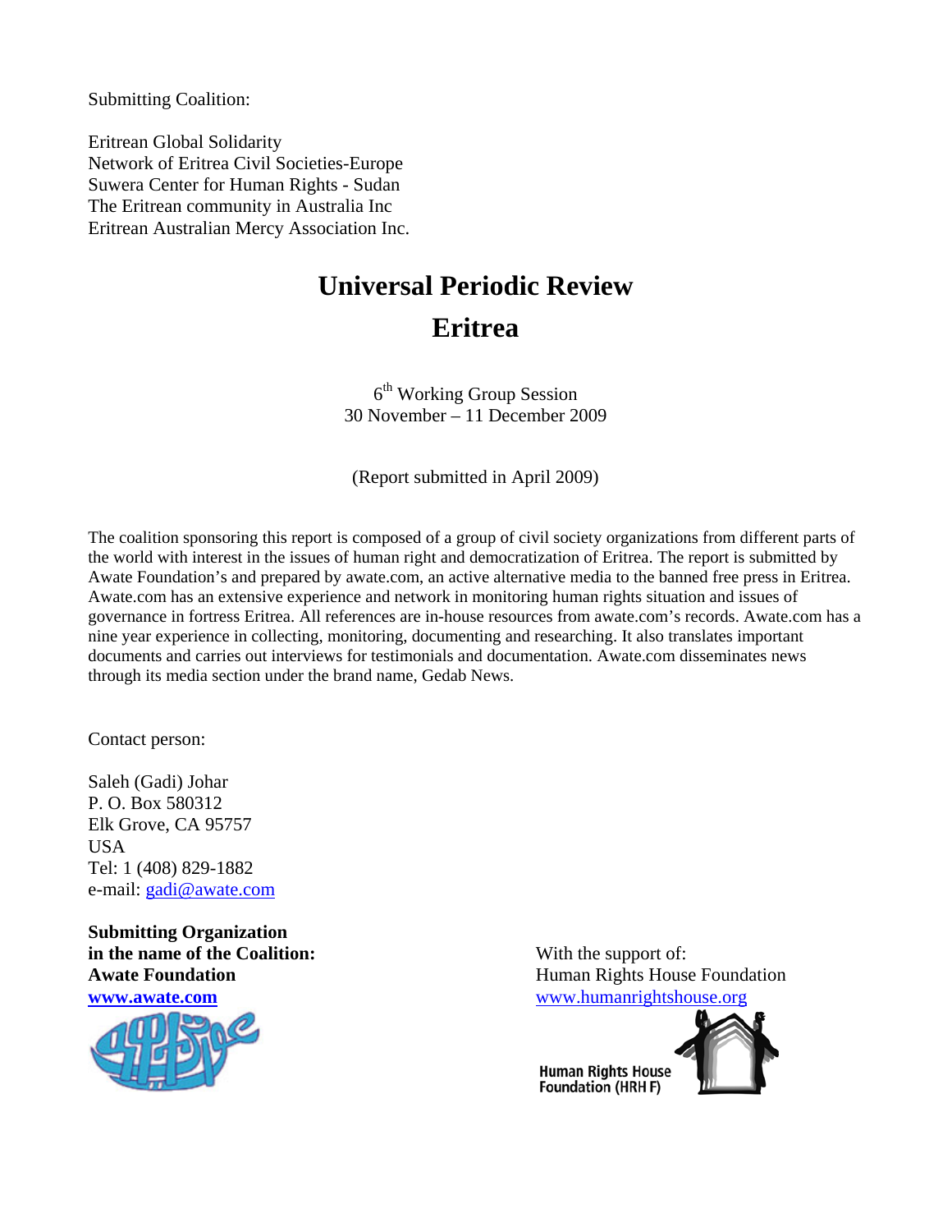Submitting Coalition:

Eritrean Global Solidarity
Network of Eritrea Civil Societies-Europe
Suwera Center for Human Rights - Sudan
The Eritrean community in Australia Inc
Eritrean Australian Mercy Association Inc.

# Universal Periodic Review

# Eritrea

6th Working Group Session
30 November – 11 December 2009

(Report submitted in April 2009)

The coalition sponsoring this report is composed of a group of civil society organizations from different parts of the world with interest in the issues of human right and democratization of Eritrea. The report is submitted by Awate Foundation's and prepared by awate.com, an active alternative media to the banned free press in Eritrea. Awate.com has an extensive experience and network in monitoring human rights situation and issues of governance in fortress Eritrea. All references are in-house resources from awate.com's records. Awate.com has a nine year experience in collecting, monitoring, documenting and researching. It also translates important documents and carries out interviews for testimonials and documentation. Awate.com disseminates news through its media section under the brand name, Gedab News.

Contact person:

Saleh (Gadi) Johar
P. O. Box 580312
Elk Grove, CA 95757
USA
Tel: 1 (408) 829-1882
e-mail: gadi@awate.com

**Submitting Organization in the name of the Coalition:**
**Awate Foundation**
**www.awate.com**

With the support of:
Human Rights House Foundation
www.humanrightshouse.org

Human Rights House Foundation (HRH F)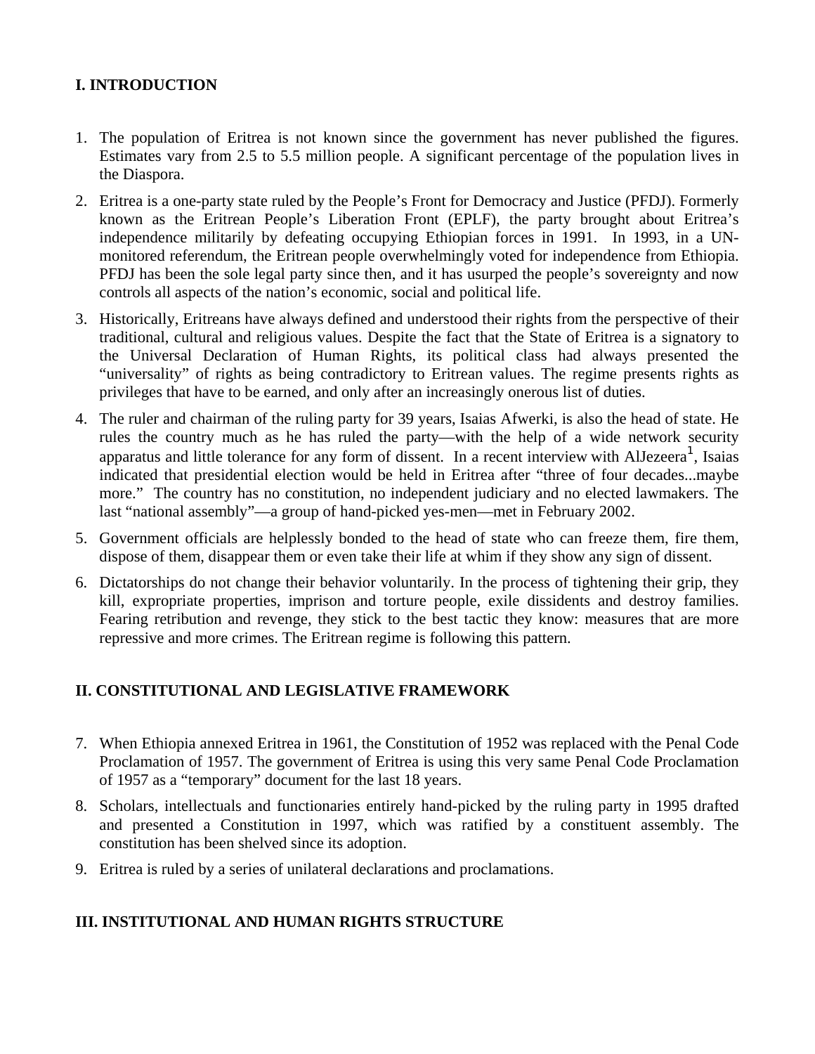## I. INTRODUCTION

1. The population of Eritrea is not known since the government has never published the figures. Estimates vary from 2.5 to 5.5 million people. A significant percentage of the population lives in the Diaspora.
2. Eritrea is a one-party state ruled by the People's Front for Democracy and Justice (PFDJ). Formerly known as the Eritrean People's Liberation Front (EPLF), the party brought about Eritrea's independence militarily by defeating occupying Ethiopian forces in 1991. In 1993, in a UN-monitored referendum, the Eritrean people overwhelmingly voted for independence from Ethiopia. PFDJ has been the sole legal party since then, and it has usurped the people's sovereignty and now controls all aspects of the nation's economic, social and political life.
3. Historically, Eritreans have always defined and understood their rights from the perspective of their traditional, cultural and religious values. Despite the fact that the State of Eritrea is a signatory to the Universal Declaration of Human Rights, its political class had always presented the "universality" of rights as being contradictory to Eritrean values. The regime presents rights as privileges that have to be earned, and only after an increasingly onerous list of duties.
4. The ruler and chairman of the ruling party for 39 years, Isaias Afwerki, is also the head of state. He rules the country much as he has ruled the party—with the help of a wide network security apparatus and little tolerance for any form of dissent. In a recent interview with AlJezeera[1], Isaias indicated that presidential election would be held in Eritrea after "three of four decades...maybe more." The country has no constitution, no independent judiciary and no elected lawmakers. The last "national assembly"—a group of hand-picked yes-men—met in February 2002.
5. Government officials are helplessly bonded to the head of state who can freeze them, fire them, dispose of them, disappear them or even take their life at whim if they show any sign of dissent.
6. Dictatorships do not change their behavior voluntarily. In the process of tightening their grip, they kill, expropriate properties, imprison and torture people, exile dissidents and destroy families. Fearing retribution and revenge, they stick to the best tactic they know: measures that are more repressive and more crimes. The Eritrean regime is following this pattern.

## II. CONSTITUTIONAL AND LEGISLATIVE FRAMEWORK

7. When Ethiopia annexed Eritrea in 1961, the Constitution of 1952 was replaced with the Penal Code Proclamation of 1957. The government of Eritrea is using this very same Penal Code Proclamation of 1957 as a "temporary" document for the last 18 years.
8. Scholars, intellectuals and functionaries entirely hand-picked by the ruling party in 1995 drafted and presented a Constitution in 1997, which was ratified by a constituent assembly. The constitution has been shelved since its adoption.
9. Eritrea is ruled by a series of unilateral declarations and proclamations.

## III. INSTITUTIONAL AND HUMAN RIGHTS STRUCTURE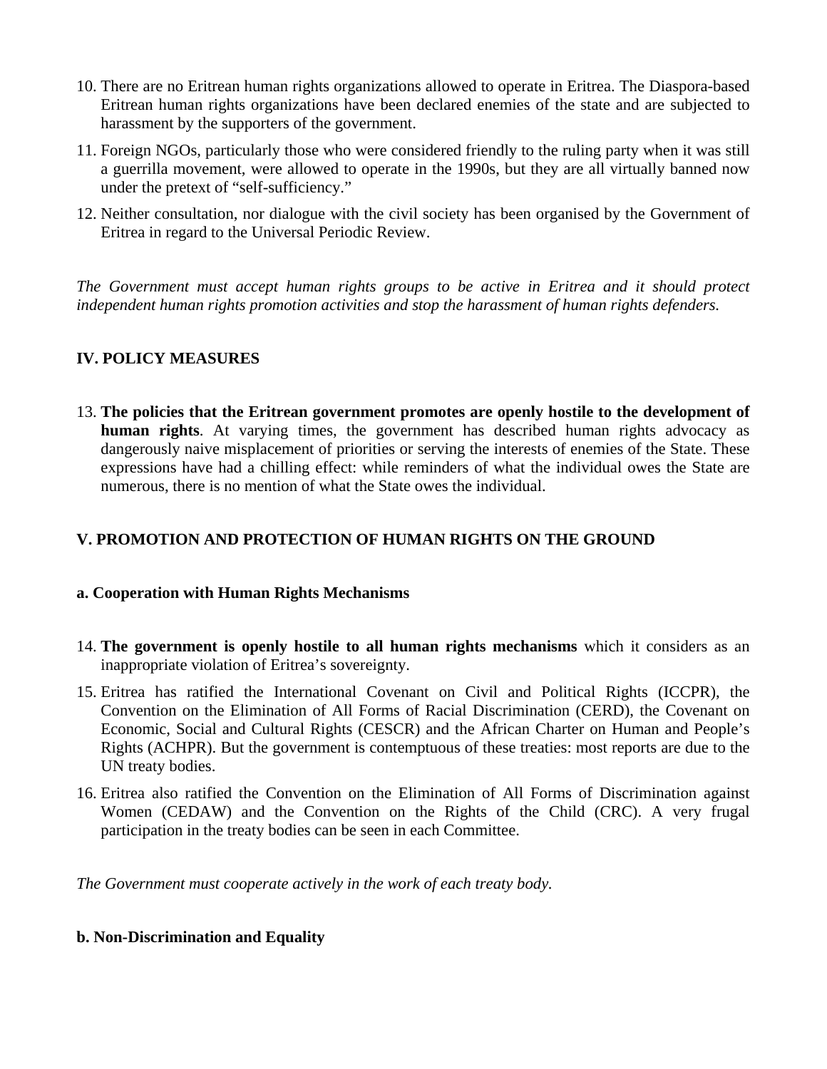10. There are no Eritrean human rights organizations allowed to operate in Eritrea. The Diaspora-based Eritrean human rights organizations have been declared enemies of the state and are subjected to harassment by the supporters of the government.

11. Foreign NGOs, particularly those who were considered friendly to the ruling party when it was still a guerrilla movement, were allowed to operate in the 1990s, but they are all virtually banned now under the pretext of "self-sufficiency."

12. Neither consultation, nor dialogue with the civil society has been organised by the Government of Eritrea in regard to the Universal Periodic Review.

*The Government must accept human rights groups to be active in Eritrea and it should protect independent human rights promotion activities and stop the harassment of human rights defenders.*

## IV. POLICY MEASURES

13. **The policies that the Eritrean government promotes are openly hostile to the development of human rights**. At varying times, the government has described human rights advocacy as dangerously naive misplacement of priorities or serving the interests of enemies of the State. These expressions have had a chilling effect: while reminders of what the individual owes the State are numerous, there is no mention of what the State owes the individual.

## V. PROMOTION AND PROTECTION OF HUMAN RIGHTS ON THE GROUND

### a. Cooperation with Human Rights Mechanisms

14. **The government is openly hostile to all human rights mechanisms** which it considers as an inappropriate violation of Eritrea's sovereignty.

15. Eritrea has ratified the International Covenant on Civil and Political Rights (ICCPR), the Convention on the Elimination of All Forms of Racial Discrimination (CERD), the Covenant on Economic, Social and Cultural Rights (CESCR) and the African Charter on Human and People's Rights (ACHPR). But the government is contemptuous of these treaties: most reports are due to the UN treaty bodies.

16. Eritrea also ratified the Convention on the Elimination of All Forms of Discrimination against Women (CEDAW) and the Convention on the Rights of the Child (CRC). A very frugal participation in the treaty bodies can be seen in each Committee.

*The Government must cooperate actively in the work of each treaty body.*

### b. Non-Discrimination and Equality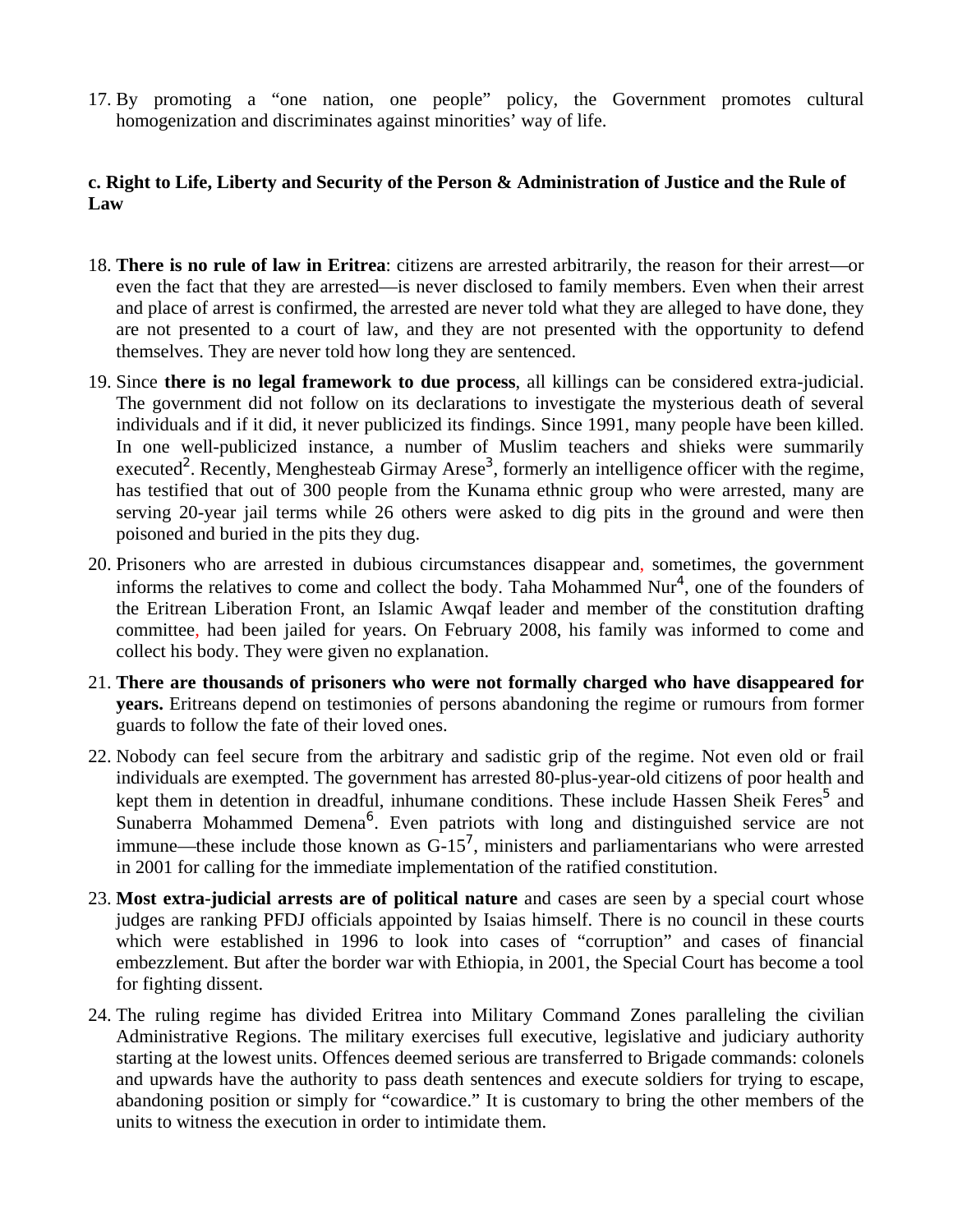17. By promoting a "one nation, one people" policy, the Government promotes cultural homogenization and discriminates against minorities' way of life.

**c. Right to Life, Liberty and Security of the Person & Administration of Justice and the Rule of Law**

18. **There is no rule of law in Eritrea**: citizens are arrested arbitrarily, the reason for their arrest—or even the fact that they are arrested—is never disclosed to family members. Even when their arrest and place of arrest is confirmed, the arrested are never told what they are alleged to have done, they are not presented to a court of law, and they are not presented with the opportunity to defend themselves. They are never told how long they are sentenced.

19. Since **there is no legal framework to due process**, all killings can be considered extra-judicial. The government did not follow on its declarations to investigate the mysterious death of several individuals and if it did, it never publicized its findings. Since 1991, many people have been killed. In one well-publicized instance, a number of Muslim teachers and shieks were summarily executed[2]. Recently, Menghesteab Girmay Arese[3], formerly an intelligence officer with the regime, has testified that out of 300 people from the Kunama ethnic group who were arrested, many are serving 20-year jail terms while 26 others were asked to dig pits in the ground and were then poisoned and buried in the pits they dug.

20. Prisoners who are arrested in dubious circumstances disappear and, sometimes, the government informs the relatives to come and collect the body. Taha Mohammed Nur[4], one of the founders of the Eritrean Liberation Front, an Islamic Awqaf leader and member of the constitution drafting committee, had been jailed for years. On February 2008, his family was informed to come and collect his body. They were given no explanation.

21. **There are thousands of prisoners who were not formally charged who have disappeared for years.** Eritreans depend on testimonies of persons abandoning the regime or rumours from former guards to follow the fate of their loved ones.

22. Nobody can feel secure from the arbitrary and sadistic grip of the regime. Not even old or frail individuals are exempted. The government has arrested 80-plus-year-old citizens of poor health and kept them in detention in dreadful, inhumane conditions. These include Hassen Sheik Feres[5] and Sunaberra Mohammed Demena[6]. Even patriots with long and distinguished service are not immune—these include those known as G-15[7], ministers and parliamentarians who were arrested in 2001 for calling for the immediate implementation of the ratified constitution.

23. **Most extra-judicial arrests are of political nature** and cases are seen by a special court whose judges are ranking PFDJ officials appointed by Isaias himself. There is no council in these courts which were established in 1996 to look into cases of "corruption" and cases of financial embezzlement. But after the border war with Ethiopia, in 2001, the Special Court has become a tool for fighting dissent.

24. The ruling regime has divided Eritrea into Military Command Zones paralleling the civilian Administrative Regions. The military exercises full executive, legislative and judiciary authority starting at the lowest units. Offences deemed serious are transferred to Brigade commands: colonels and upwards have the authority to pass death sentences and execute soldiers for trying to escape, abandoning position or simply for "cowardice." It is customary to bring the other members of the units to witness the execution in order to intimidate them.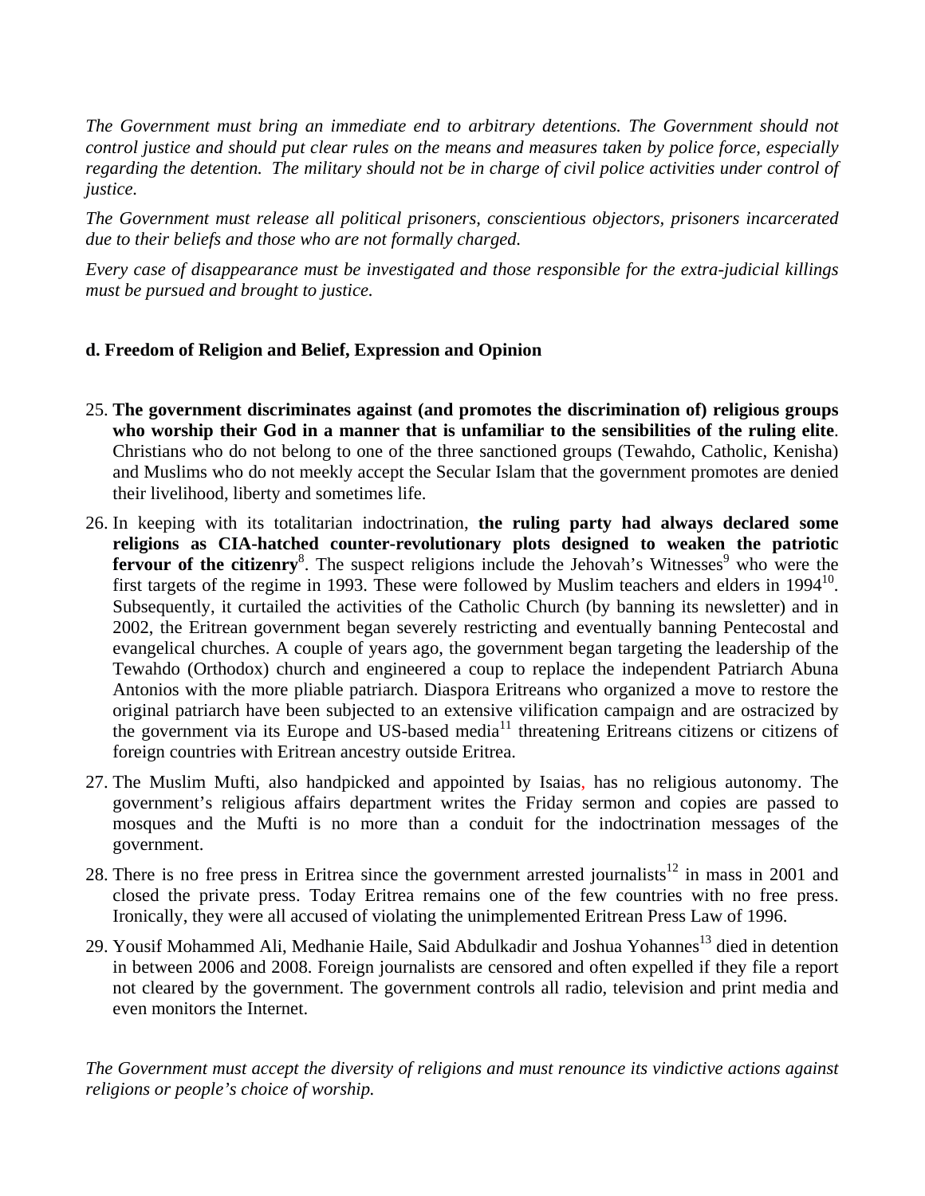*The Government must bring an immediate end to arbitrary detentions. The Government should not control justice and should put clear rules on the means and measures taken by police force, especially regarding the detention. The military should not be in charge of civil police activities under control of justice.*

*The Government must release all political prisoners, conscientious objectors, prisoners incarcerated due to their beliefs and those who are not formally charged.*

*Every case of disappearance must be investigated and those responsible for the extra-judicial killings must be pursued and brought to justice.*

**d. Freedom of Religion and Belief, Expression and Opinion**

25. **The government discriminates against (and promotes the discrimination of) religious groups who worship their God in a manner that is unfamiliar to the sensibilities of the ruling elite**. Christians who do not belong to one of the three sanctioned groups (Tewahdo, Catholic, Kenisha) and Muslims who do not meekly accept the Secular Islam that the government promotes are denied their livelihood, liberty and sometimes life.

26. In keeping with its totalitarian indoctrination, **the ruling party had always declared some religions as CIA-hatched counter-revolutionary plots designed to weaken the patriotic fervour of the citizenry**[8]. The suspect religions include the Jehovah's Witnesses[9] who were the first targets of the regime in 1993. These were followed by Muslim teachers and elders in 1994[10]. Subsequently, it curtailed the activities of the Catholic Church (by banning its newsletter) and in 2002, the Eritrean government began severely restricting and eventually banning Pentecostal and evangelical churches. A couple of years ago, the government began targeting the leadership of the Tewahdo (Orthodox) church and engineered a coup to replace the independent Patriarch Abuna Antonios with the more pliable patriarch. Diaspora Eritreans who organized a move to restore the original patriarch have been subjected to an extensive vilification campaign and are ostracized by the government via its Europe and US-based media[11] threatening Eritreans citizens or citizens of foreign countries with Eritrean ancestry outside Eritrea.

27. The Muslim Mufti, also handpicked and appointed by Isaias, has no religious autonomy. The government's religious affairs department writes the Friday sermon and copies are passed to mosques and the Mufti is no more than a conduit for the indoctrination messages of the government.

28. There is no free press in Eritrea since the government arrested journalists[12] in mass in 2001 and closed the private press. Today Eritrea remains one of the few countries with no free press. Ironically, they were all accused of violating the unimplemented Eritrean Press Law of 1996.

29. Yousif Mohammed Ali, Medhanie Haile, Said Abdulkadir and Joshua Yohannes[13] died in detention in between 2006 and 2008. Foreign journalists are censored and often expelled if they file a report not cleared by the government. The government controls all radio, television and print media and even monitors the Internet.

*The Government must accept the diversity of religions and must renounce its vindictive actions against religions or people's choice of worship.*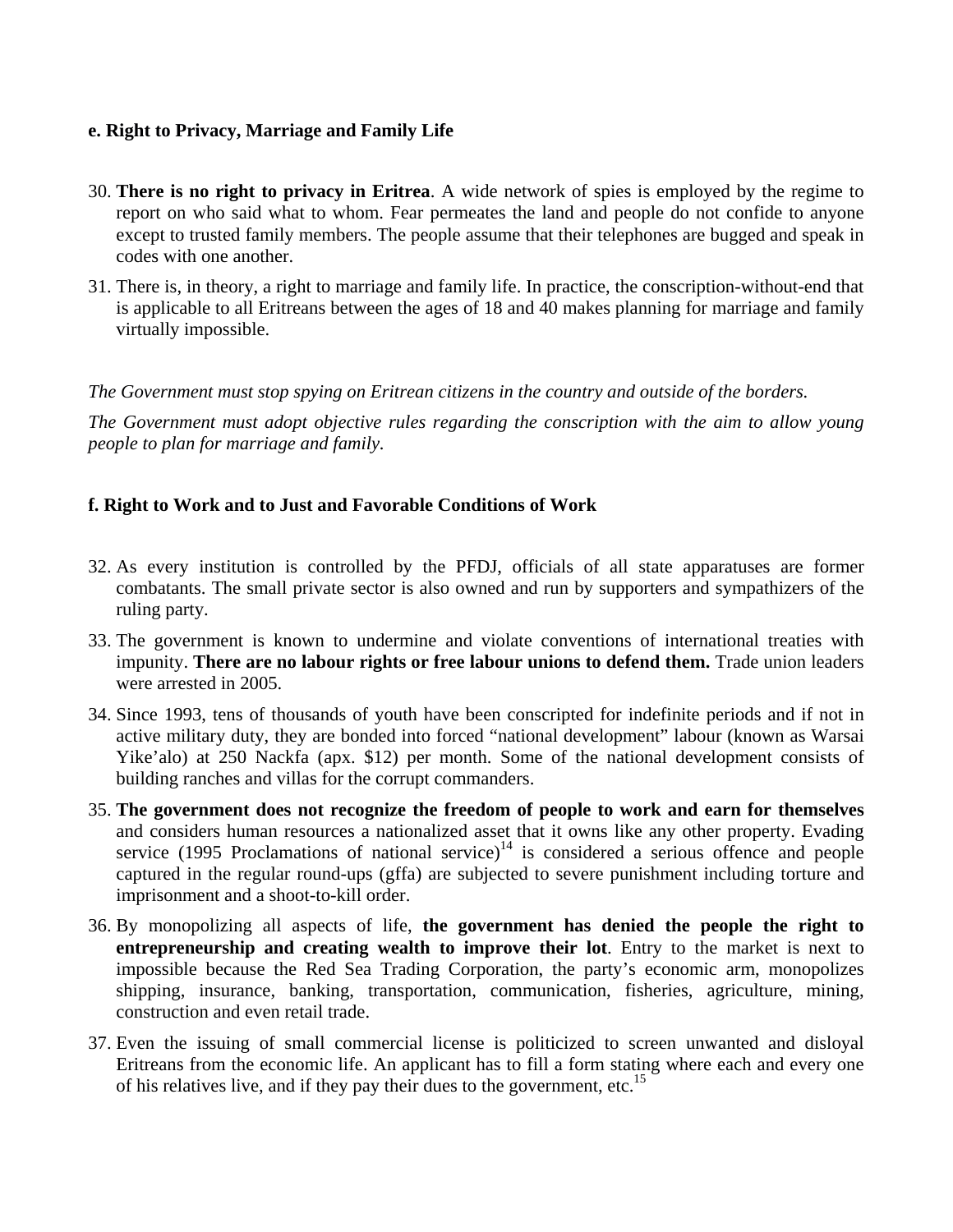**e. Right to Privacy, Marriage and Family Life**

30. **There is no right to privacy in Eritrea**. A wide network of spies is employed by the regime to report on who said what to whom. Fear permeates the land and people do not confide to anyone except to trusted family members. The people assume that their telephones are bugged and speak in codes with one another.
31. There is, in theory, a right to marriage and family life. In practice, the conscription-without-end that is applicable to all Eritreans between the ages of 18 and 40 makes planning for marriage and family virtually impossible.

*The Government must stop spying on Eritrean citizens in the country and outside of the borders.*

*The Government must adopt objective rules regarding the conscription with the aim to allow young people to plan for marriage and family.*

**f. Right to Work and to Just and Favorable Conditions of Work**

32. As every institution is controlled by the PFDJ, officials of all state apparatuses are former combatants. The small private sector is also owned and run by supporters and sympathizers of the ruling party.
33. The government is known to undermine and violate conventions of international treaties with impunity. **There are no labour rights or free labour unions to defend them.** Trade union leaders were arrested in 2005.
34. Since 1993, tens of thousands of youth have been conscripted for indefinite periods and if not in active military duty, they are bonded into forced "national development" labour (known as Warsai Yike'alo) at 250 Nackfa (apx. $12) per month. Some of the national development consists of building ranches and villas for the corrupt commanders.
35. **The government does not recognize the freedom of people to work and earn for themselves** and considers human resources a nationalized asset that it owns like any other property. Evading service (1995 Proclamations of national service)[14] is considered a serious offence and people captured in the regular round-ups (gffa) are subjected to severe punishment including torture and imprisonment and a shoot-to-kill order.
36. By monopolizing all aspects of life, **the government has denied the people the right to entrepreneurship and creating wealth to improve their lot**. Entry to the market is next to impossible because the Red Sea Trading Corporation, the party's economic arm, monopolizes shipping, insurance, banking, transportation, communication, fisheries, agriculture, mining, construction and even retail trade.
37. Even the issuing of small commercial license is politicized to screen unwanted and disloyal Eritreans from the economic life. An applicant has to fill a form stating where each and every one of his relatives live, and if they pay their dues to the government, etc.[15]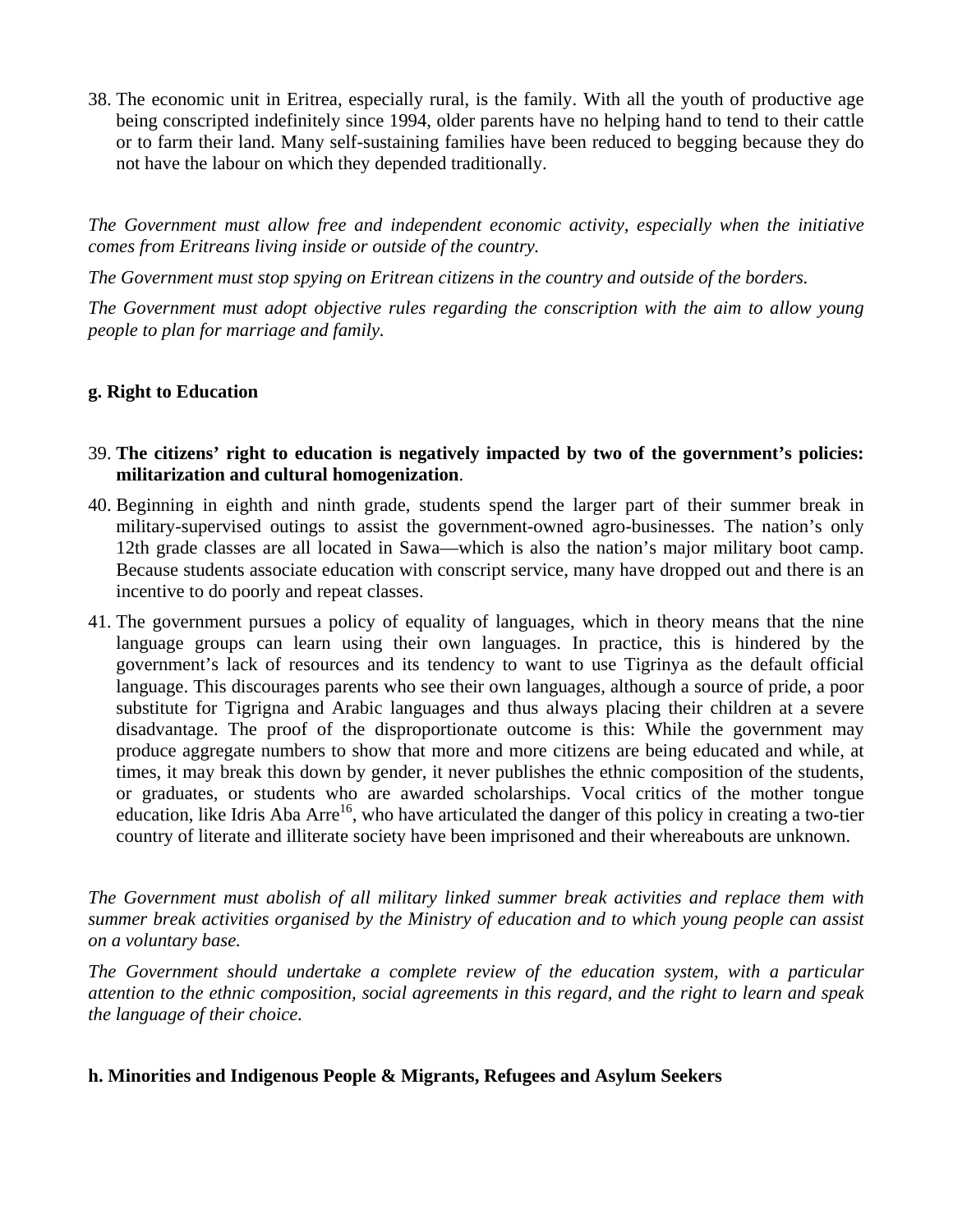38. The economic unit in Eritrea, especially rural, is the family. With all the youth of productive age being conscripted indefinitely since 1994, older parents have no helping hand to tend to their cattle or to farm their land. Many self-sustaining families have been reduced to begging because they do not have the labour on which they depended traditionally.

*The Government must allow free and independent economic activity, especially when the initiative comes from Eritreans living inside or outside of the country.*

*The Government must stop spying on Eritrean citizens in the country and outside of the borders.*

*The Government must adopt objective rules regarding the conscription with the aim to allow young people to plan for marriage and family.*

**g. Right to Education**

39. **The citizens' right to education is negatively impacted by two of the government's policies: militarization and cultural homogenization**.
40. Beginning in eighth and ninth grade, students spend the larger part of their summer break in military-supervised outings to assist the government-owned agro-businesses. The nation's only 12th grade classes are all located in Sawa—which is also the nation's major military boot camp. Because students associate education with conscript service, many have dropped out and there is an incentive to do poorly and repeat classes.
41. The government pursues a policy of equality of languages, which in theory means that the nine language groups can learn using their own languages. In practice, this is hindered by the government's lack of resources and its tendency to want to use Tigrinya as the default official language. This discourages parents who see their own languages, although a source of pride, a poor substitute for Tigrigna and Arabic languages and thus always placing their children at a severe disadvantage. The proof of the disproportionate outcome is this: While the government may produce aggregate numbers to show that more and more citizens are being educated and while, at times, it may break this down by gender, it never publishes the ethnic composition of the students, or graduates, or students who are awarded scholarships. Vocal critics of the mother tongue education, like Idris Aba Arre[16], who have articulated the danger of this policy in creating a two-tier country of literate and illiterate society have been imprisoned and their whereabouts are unknown.

*The Government must abolish of all military linked summer break activities and replace them with summer break activities organised by the Ministry of education and to which young people can assist on a voluntary base.*

*The Government should undertake a complete review of the education system, with a particular attention to the ethnic composition, social agreements in this regard, and the right to learn and speak the language of their choice.*

**h. Minorities and Indigenous People & Migrants, Refugees and Asylum Seekers**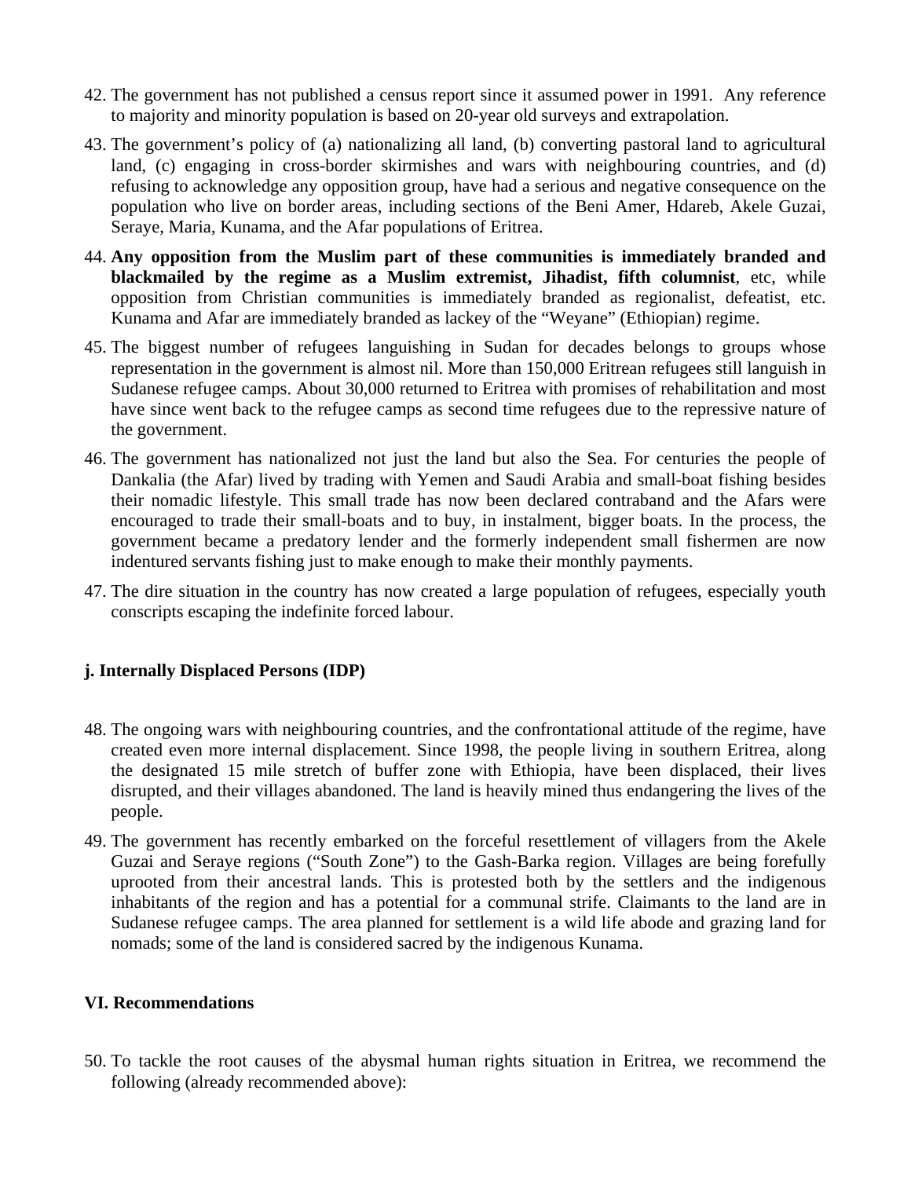42. The government has not published a census report since it assumed power in 1991. Any reference to majority and minority population is based on 20-year old surveys and extrapolation.

43. The government's policy of (a) nationalizing all land, (b) converting pastoral land to agricultural land, (c) engaging in cross-border skirmishes and wars with neighbouring countries, and (d) refusing to acknowledge any opposition group, have had a serious and negative consequence on the population who live on border areas, including sections of the Beni Amer, Hdareb, Akele Guzai, Seraye, Maria, Kunama, and the Afar populations of Eritrea.

44. **Any opposition from the Muslim part of these communities is immediately branded and blackmailed by the regime as a Muslim extremist, Jihadist, fifth columnist**, etc, while opposition from Christian communities is immediately branded as regionalist, defeatist, etc. Kunama and Afar are immediately branded as lackey of the "Weyane" (Ethiopian) regime.

45. The biggest number of refugees languishing in Sudan for decades belongs to groups whose representation in the government is almost nil. More than 150,000 Eritrean refugees still languish in Sudanese refugee camps. About 30,000 returned to Eritrea with promises of rehabilitation and most have since went back to the refugee camps as second time refugees due to the repressive nature of the government.

46. The government has nationalized not just the land but also the Sea. For centuries the people of Dankalia (the Afar) lived by trading with Yemen and Saudi Arabia and small-boat fishing besides their nomadic lifestyle. This small trade has now been declared contraband and the Afars were encouraged to trade their small-boats and to buy, in instalment, bigger boats. In the process, the government became a predatory lender and the formerly independent small fishermen are now indentured servants fishing just to make enough to make their monthly payments.

47. The dire situation in the country has now created a large population of refugees, especially youth conscripts escaping the indefinite forced labour.

### j. Internally Displaced Persons (IDP)

48. The ongoing wars with neighbouring countries, and the confrontational attitude of the regime, have created even more internal displacement. Since 1998, the people living in southern Eritrea, along the designated 15 mile stretch of buffer zone with Ethiopia, have been displaced, their lives disrupted, and their villages abandoned. The land is heavily mined thus endangering the lives of the people.

49. The government has recently embarked on the forceful resettlement of villagers from the Akele Guzai and Seraye regions ("South Zone") to the Gash-Barka region. Villages are being forefully uprooted from their ancestral lands. This is protested both by the settlers and the indigenous inhabitants of the region and has a potential for a communal strife. Claimants to the land are in Sudanese refugee camps. The area planned for settlement is a wild life abode and grazing land for nomads; some of the land is considered sacred by the indigenous Kunama.

## VI. Recommendations

50. To tackle the root causes of the abysmal human rights situation in Eritrea, we recommend the following (already recommended above):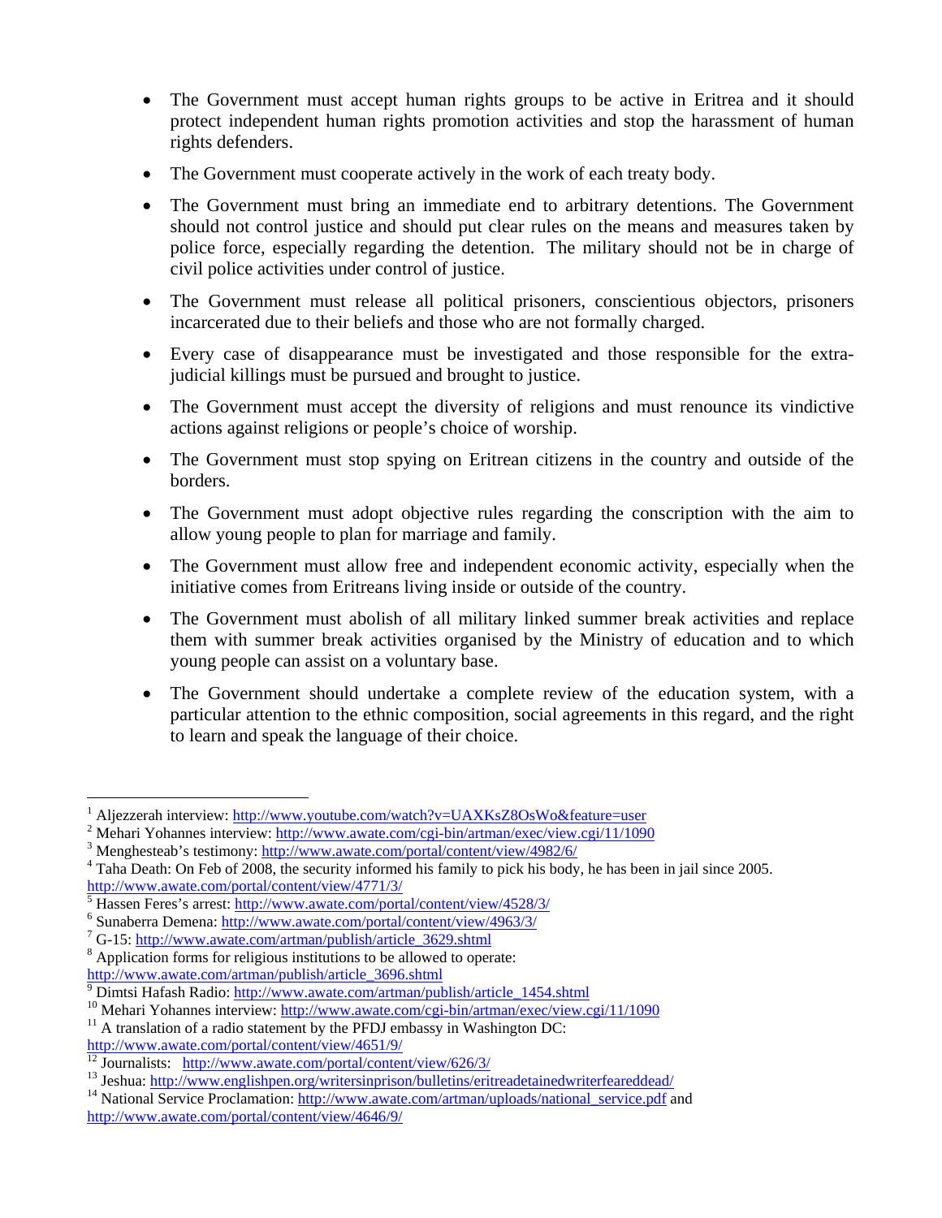- The Government must accept human rights groups to be active in Eritrea and it should protect independent human rights promotion activities and stop the harassment of human rights defenders.

- The Government must cooperate actively in the work of each treaty body.

- The Government must bring an immediate end to arbitrary detentions. The Government should not control justice and should put clear rules on the means and measures taken by police force, especially regarding the detention. The military should not be in charge of civil police activities under control of justice.

- The Government must release all political prisoners, conscientious objectors, prisoners incarcerated due to their beliefs and those who are not formally charged.

- Every case of disappearance must be investigated and those responsible for the extra-judicial killings must be pursued and brought to justice.

- The Government must accept the diversity of religions and must renounce its vindictive actions against religions or people's choice of worship.

- The Government must stop spying on Eritrean citizens in the country and outside of the borders.

- The Government must adopt objective rules regarding the conscription with the aim to allow young people to plan for marriage and family.

- The Government must allow free and independent economic activity, especially when the initiative comes from Eritreans living inside or outside of the country.

- The Government must abolish of all military linked summer break activities and replace them with summer break activities organised by the Ministry of education and to which young people can assist on a voluntary base.

- The Government should undertake a complete review of the education system, with a particular attention to the ethnic composition, social agreements in this regard, and the right to learn and speak the language of their choice.

---

[1] Aljezzerah interview: http://www.youtube.com/watch?v=UAXKsZ8OsWo&feature=user

[2] Mehari Yohannes interview: http://www.awate.com/cgi-bin/artman/exec/view.cgi/11/1090

[3] Menghesteab's testimony: http://www.awate.com/portal/content/view/4982/6/

[4] Taha Death: On Feb of 2008, the security informed his family to pick his body, he has been in jail since 2005. http://www.awate.com/portal/content/view/4771/3/

[5] Hassen Feres's arrest: http://www.awate.com/portal/content/view/4528/3/

[6] Sunaberra Demena: http://www.awate.com/portal/content/view/4963/3/

[7] G-15: http://www.awate.com/artman/publish/article_3629.shtml

[8] Application forms for religious institutions to be allowed to operate: http://www.awate.com/artman/publish/article_3696.shtml

[9] Dimtsi Hafash Radio: http://www.awate.com/artman/publish/article_1454.shtml

[10] Mehari Yohannes interview: http://www.awate.com/cgi-bin/artman/exec/view.cgi/11/1090

[11] A translation of a radio statement by the PFDJ embassy in Washington DC: http://www.awate.com/portal/content/view/4651/9/

[12] Journalists: http://www.awate.com/portal/content/view/626/3/

[13] Jeshua: http://www.englishpen.org/writersinprison/bulletins/eritreadetainedwriterfeareddead/

[14] National Service Proclamation: http://www.awate.com/artman/uploads/national_service.pdf and http://www.awate.com/portal/content/view/4646/9/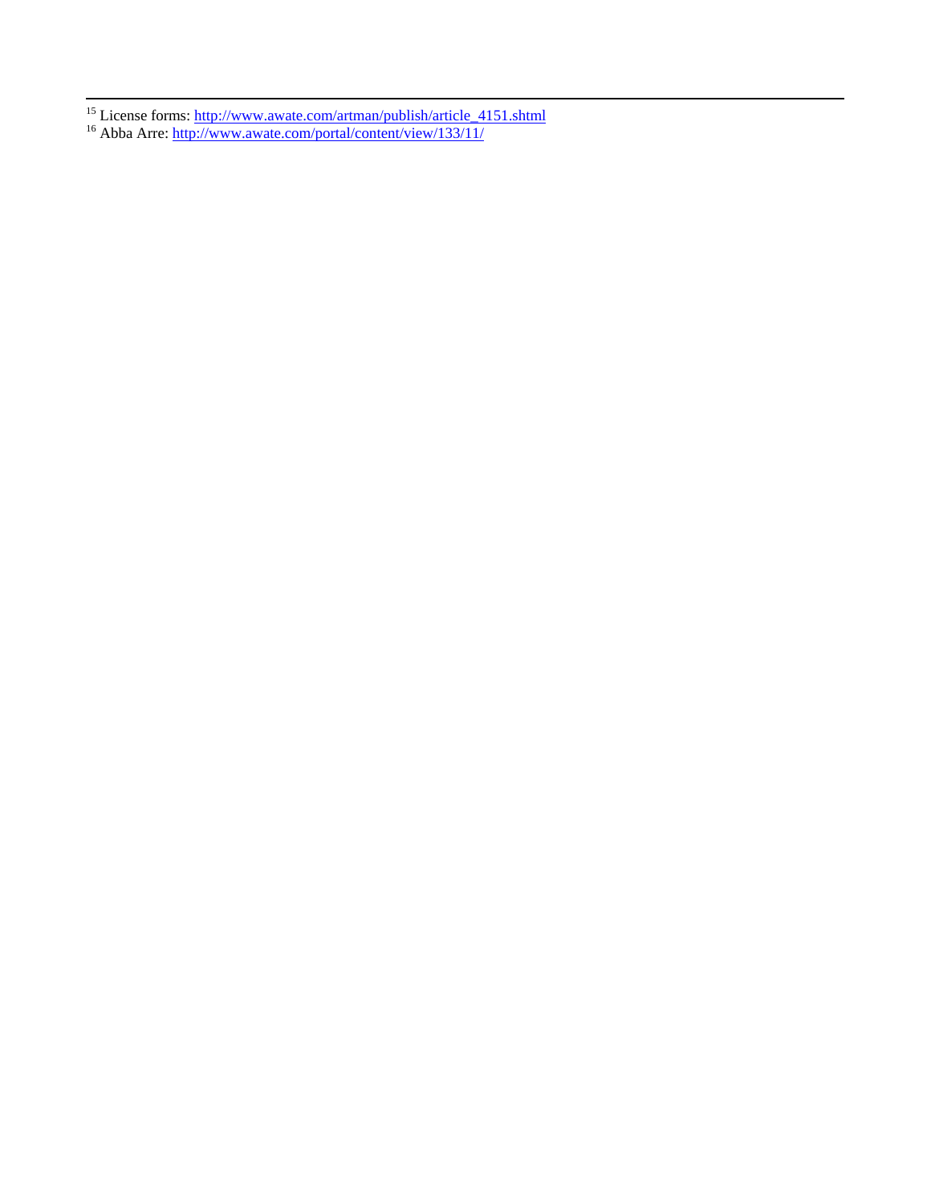[15] License forms: http://www.awate.com/artman/publish/article_4151.shtml

[16] Abba Arre: http://www.awate.com/portal/content/view/133/11/